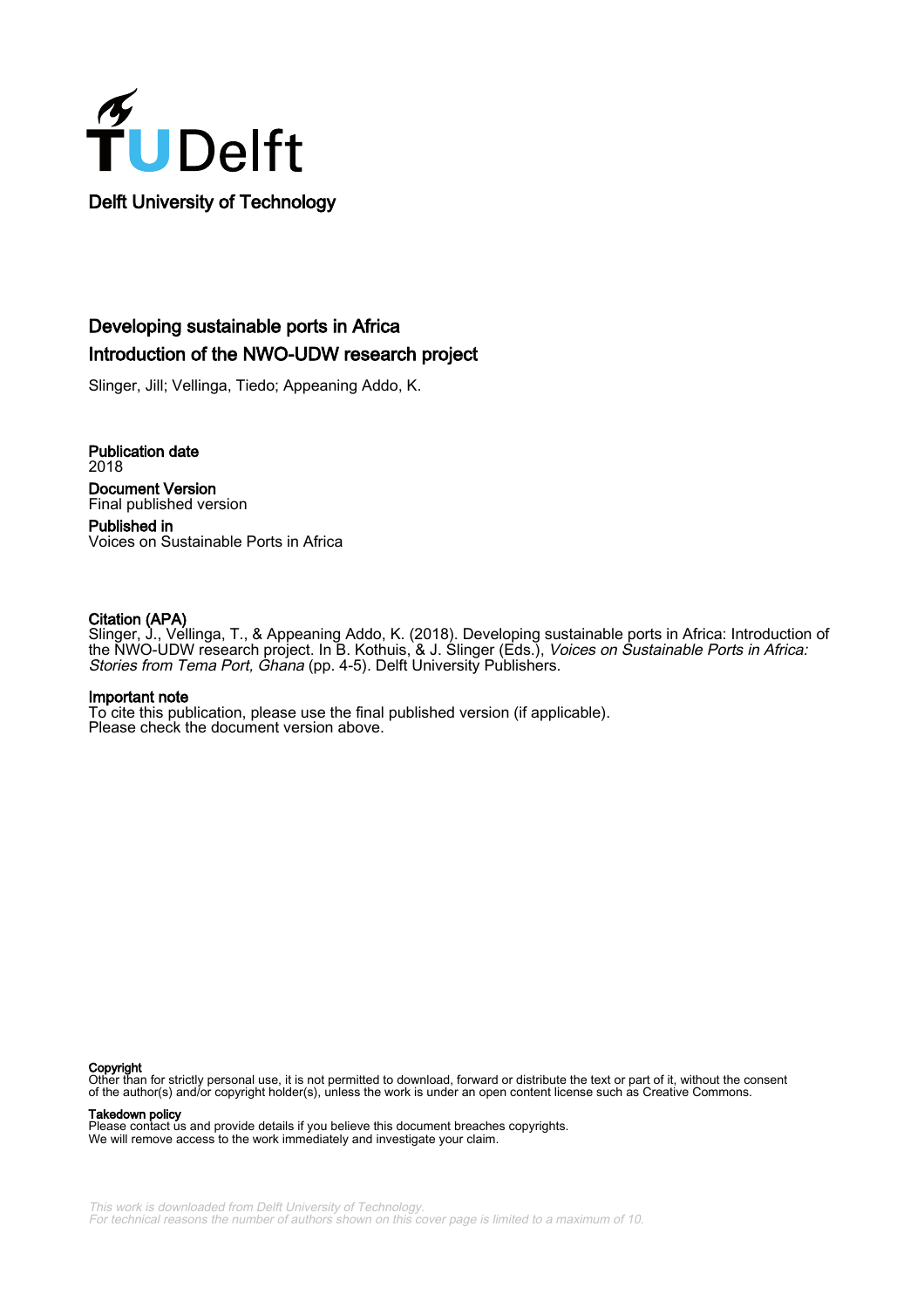Delft University of Technology

# Developing sustainable ports in Africa
## Introduction of the NWO-UDW research project

Slinger, Jill; Vellinga, Tiedo; Appeaning Addo, K.

**Publication date**
2018

**Document Version**
Final published version

**Published in**
Voices on Sustainable Ports in Africa

**Citation (APA)**
Slinger, J., Vellinga, T., & Appeaning Addo, K. (2018). Developing sustainable ports in Africa: Introduction of the NWO-UDW research project. In B. Kothuis, & J. Slinger (Eds.), *Voices on Sustainable Ports in Africa: Stories from Tema Port, Ghana* (pp. 4-5). Delft University Publishers.

**Important note**
To cite this publication, please use the final published version (if applicable).
Please check the document version above.

**Copyright**
Other than for strictly personal use, it is not permitted to download, forward or distribute the text or part of it, without the consent of the author(s) and/or copyright holder(s), unless the work is under an open content license such as Creative Commons.

**Takedown policy**
Please contact us and provide details if you believe this document breaches copyrights.
We will remove access to the work immediately and investigate your claim.

*This work is downloaded from Delft University of Technology.*
*For technical reasons the number of authors shown on this cover page is limited to a maximum of 10.*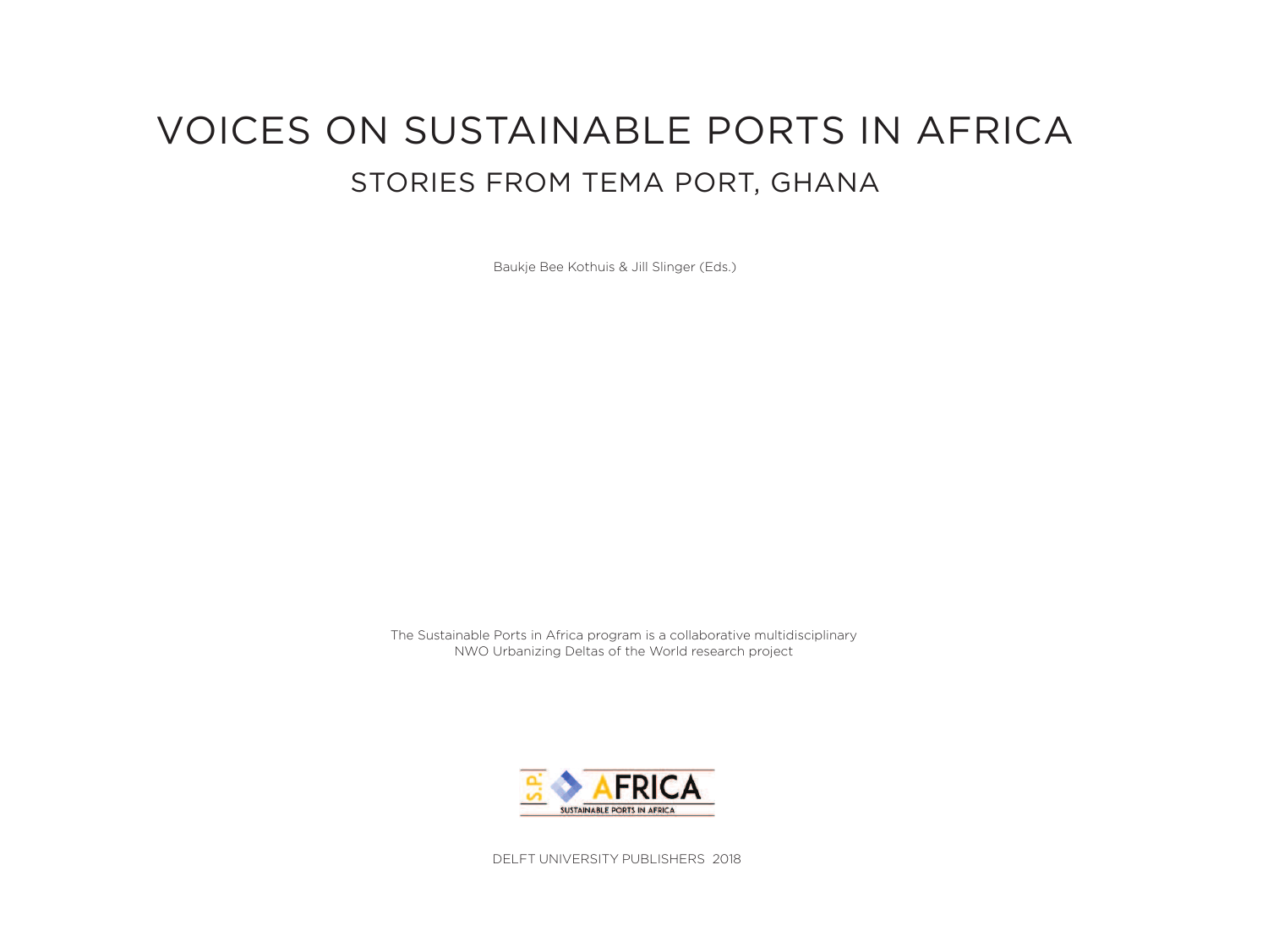# VOICES ON SUSTAINABLE PORTS IN AFRICA

## STORIES FROM TEMA PORT, GHANA

Baukje Bee Kothuis & Jill Slinger (Eds.)

The Sustainable Ports in Africa program is a collaborative multidisciplinary
NWO Urbanizing Deltas of the World research project

DELFT UNIVERSITY PUBLISHERS 2018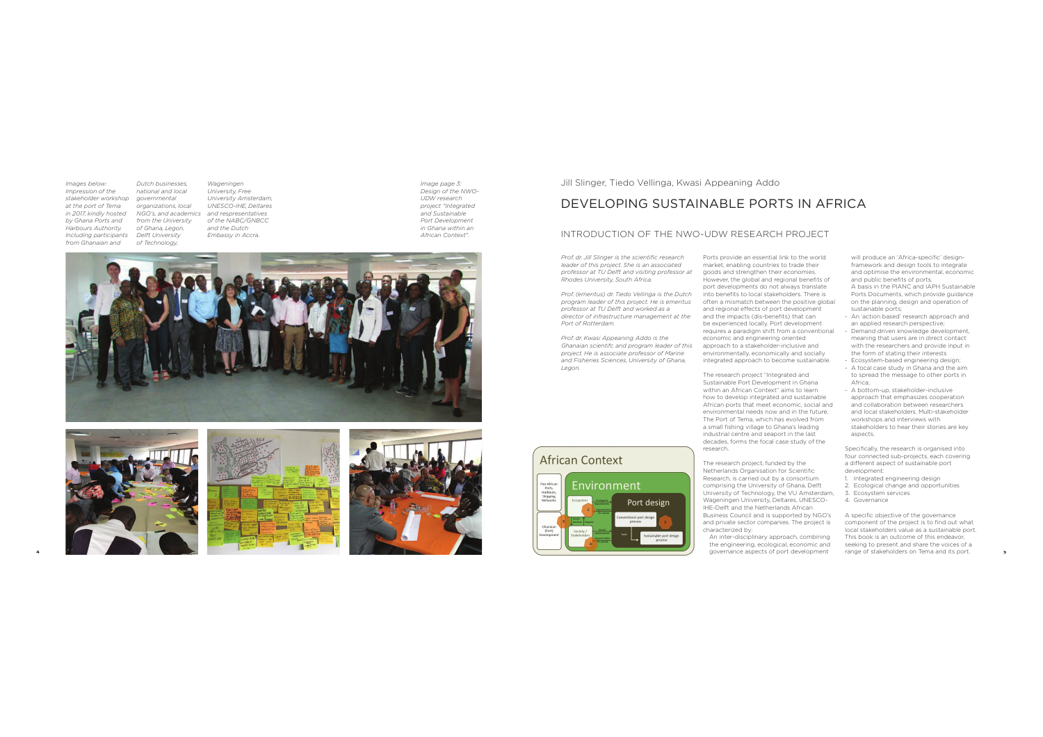*Images below: Impression of the stakeholder workshop at the port of Tema in 2017, kindly hosted by Ghana Ports and Harbours Authority. Including participants from Ghanaian and Dutch businesses, national and local governmental organizations, local NGO's, and academics from the University of Ghana, Legon, Delft University of Technology, Wageningen University, Free University Amsterdam, UNESCO-IHE, Deltares and representatives of the NABC/GNBCC and the Dutch Embassy in Accra.*

*Image page 3: Design of the NWO-UDW research project "Integrated and Sustainable Port Development in Ghana within an African Context".*

African Context

Pan-African Ports, Harbours, Shipping Networks

Ghanaian (Port) Development

Environment

Port design

Ecosystem

Society / Stakeholders

Conventional port design process

Sustainable port design process

Jill Slinger, Tiedo Vellinga, Kwasi Appeaning Addo

# DEVELOPING SUSTAINABLE PORTS IN AFRICA

## INTRODUCTION OF THE NWO-UDW RESEARCH PROJECT

*Prof. dr. Jill Slinger is the scientific research leader of this project. She is an associated professor at TU Delft and visiting professor at Rhodes University, South Africa.*

*Prof. (emeritus) dr. Tiedo Vellinga is the Dutch program leader of this project. He is emeritus professor at TU Delft and worked as a director of infrastructure management at the Port of Rotterdam.*

*Prof. dr. Kwasi Appeaning Addo is the Ghanaian scientifc and program leader of this project. He is associate professor of Marine and Fisheries Sciences, University of Ghana, Legon.*

Ports provide an essential link to the world market, enabling countries to trade their goods and strengthen their economies. However, the global and regional benefits of port developments do not always translate into benefits to local stakeholders. There is often a mismatch between the positive global and regional effects of port development and the impacts (dis-benefits) that can be experienced locally. Port development requires a paradigm shift from a conventional economic and engineering oriented approach to a stakeholder-inclusive and environmentally, economically and socially integrated approach to become sustainable.

The research project "Integrated and Sustainable Port Development in Ghana within an African Context" aims to learn how to develop integrated and sustainable African ports that meet economic, social and environmental needs now and in the future. The Port of Tema, which has evolved from a small fishing village to Ghana's leading industrial centre and seaport in the last decades, forms the focal case study of the research.

The research project, funded by the Netherlands Organisation for Scientific Research, is carried out by a consortium comprising the University of Ghana, Delft University of Technology, the VU Amsterdam, Wageningen University, Deltares, UNESCO-IHE-Delft and the Netherlands African Business Council and is supported by NGO's and private sector companies. The project is characterized by:

- An inter-disciplinary approach, combining the engineering, ecological, economic and governance aspects of port development will produce an 'Africa-specific' design-framework and design tools to integrate and optimise the environmental, economic and public benefits of ports.
- A basis in the PIANC and IAPH Sustainable Ports Documents, which provide guidance on the planning, design and operation of sustainable ports;
- An 'action based' research approach and an applied research perspective;
- Demand driven knowledge development, meaning that users are in direct contact with the researchers and provide input in the form of stating their interests
- Ecosystem-based engineering design;
- A focal case study in Ghana and the aim to spread the message to other ports in Africa;
- A bottom-up, stakeholder-inclusive approach that emphasizes cooperation and collaboration between researchers and local stakeholders. Multi-stakeholder workshops and interviews with stakeholders to hear their stories are key aspects.

Specifically, the research is organised into four connected sub-projects, each covering a different aspect of sustainable port development:

1. Integrated engineering design
2. Ecological change and opportunities
3. Ecosystem services
4. Governance

A specific objective of the governance component of the project is to find out what local stakeholders value as a sustainable port. This book is an outcome of this endeavor, seeking to present and share the voices of a range of stakeholders on Tema and its port.